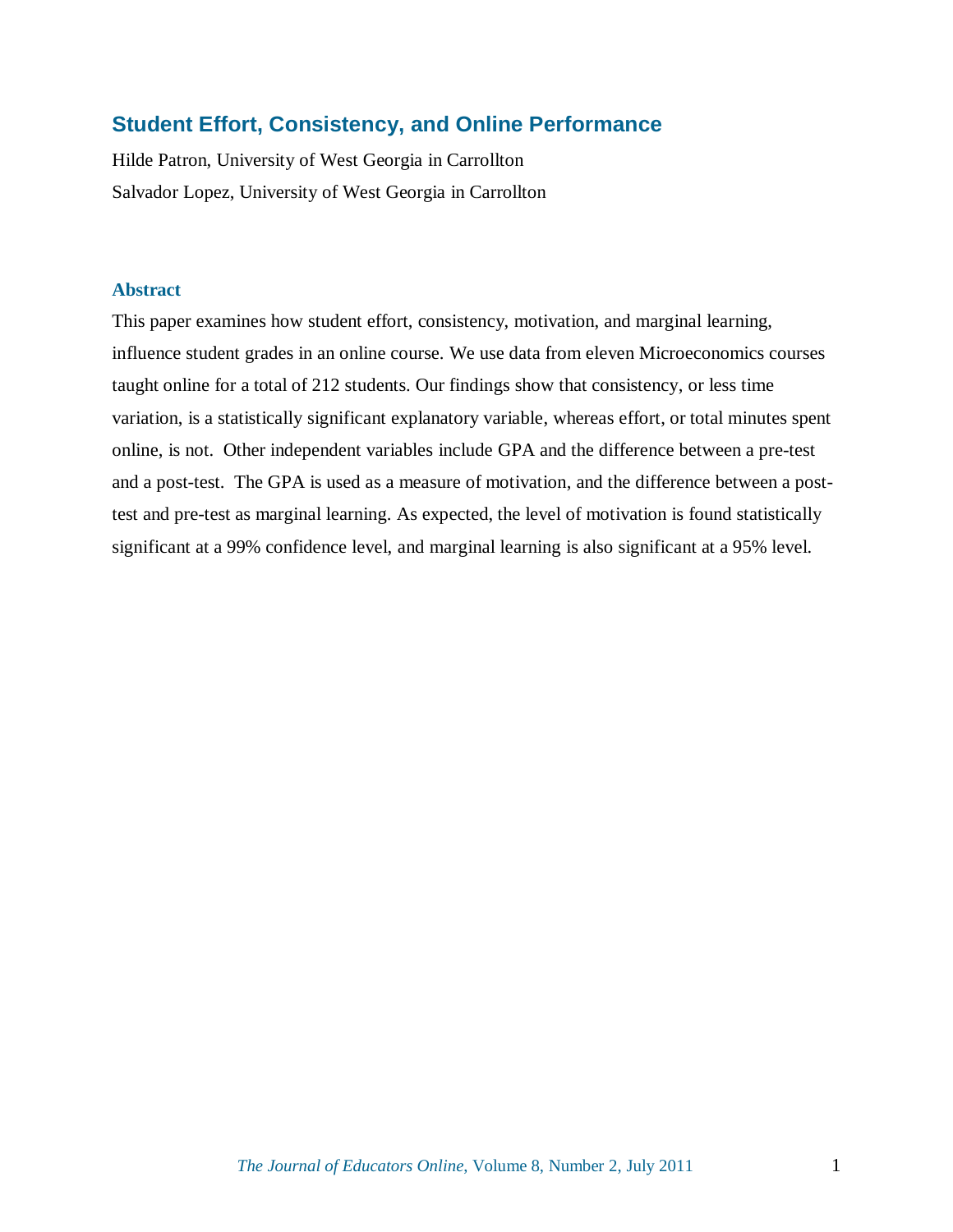# Student Effort, Consistency, and Online Performance

Hilde Patron, University of West Georgia in Carrollton

Salvador Lopez, University of West Georgia in Carrollton

## Abstract

This paper examines how student effort, consistency, motivation, and marginal learning, influence student grades in an online course. We use data from eleven Microeconomics courses taught online for a total of 212 students. Our findings show that consistency, or less time variation, is a statistically significant explanatory variable, whereas effort, or total minutes spent online, is not. Other independent variables include GPA and the difference between a pre-test and a post-test. The GPA is used as a measure of motivation, and the difference between a post-test and pre-test as marginal learning. As expected, the level of motivation is found statistically significant at a 99% confidence level, and marginal learning is also significant at a 95% level.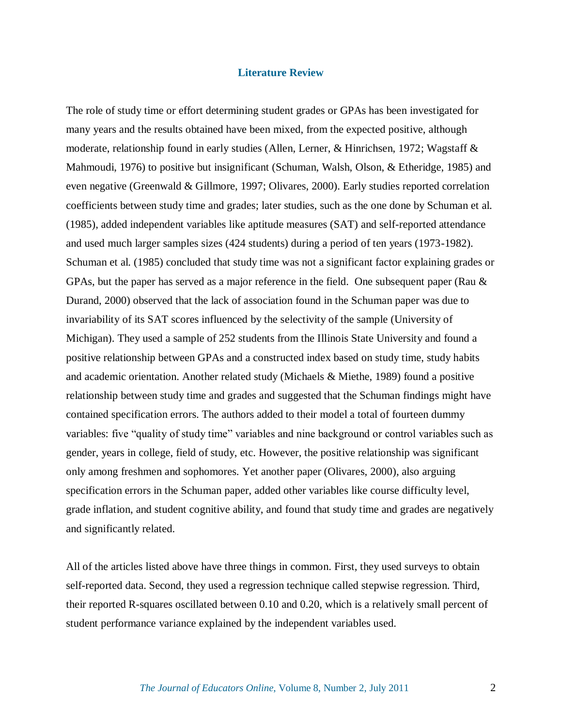## Literature Review

The role of study time or effort determining student grades or GPAs has been investigated for many years and the results obtained have been mixed, from the expected positive, although moderate, relationship found in early studies (Allen, Lerner, & Hinrichsen, 1972; Wagstaff & Mahmoudi, 1976) to positive but insignificant (Schuman, Walsh, Olson, & Etheridge, 1985) and even negative (Greenwald & Gillmore, 1997; Olivares, 2000). Early studies reported correlation coefficients between study time and grades; later studies, such as the one done by Schuman et al. (1985), added independent variables like aptitude measures (SAT) and self-reported attendance and used much larger samples sizes (424 students) during a period of ten years (1973-1982). Schuman et al. (1985) concluded that study time was not a significant factor explaining grades or GPAs, but the paper has served as a major reference in the field. One subsequent paper (Rau & Durand, 2000) observed that the lack of association found in the Schuman paper was due to invariability of its SAT scores influenced by the selectivity of the sample (University of Michigan). They used a sample of 252 students from the Illinois State University and found a positive relationship between GPAs and a constructed index based on study time, study habits and academic orientation. Another related study (Michaels & Miethe, 1989) found a positive relationship between study time and grades and suggested that the Schuman findings might have contained specification errors. The authors added to their model a total of fourteen dummy variables: five "quality of study time" variables and nine background or control variables such as gender, years in college, field of study, etc. However, the positive relationship was significant only among freshmen and sophomores. Yet another paper (Olivares, 2000), also arguing specification errors in the Schuman paper, added other variables like course difficulty level, grade inflation, and student cognitive ability, and found that study time and grades are negatively and significantly related.

All of the articles listed above have three things in common. First, they used surveys to obtain self-reported data. Second, they used a regression technique called stepwise regression. Third, their reported R-squares oscillated between 0.10 and 0.20, which is a relatively small percent of student performance variance explained by the independent variables used.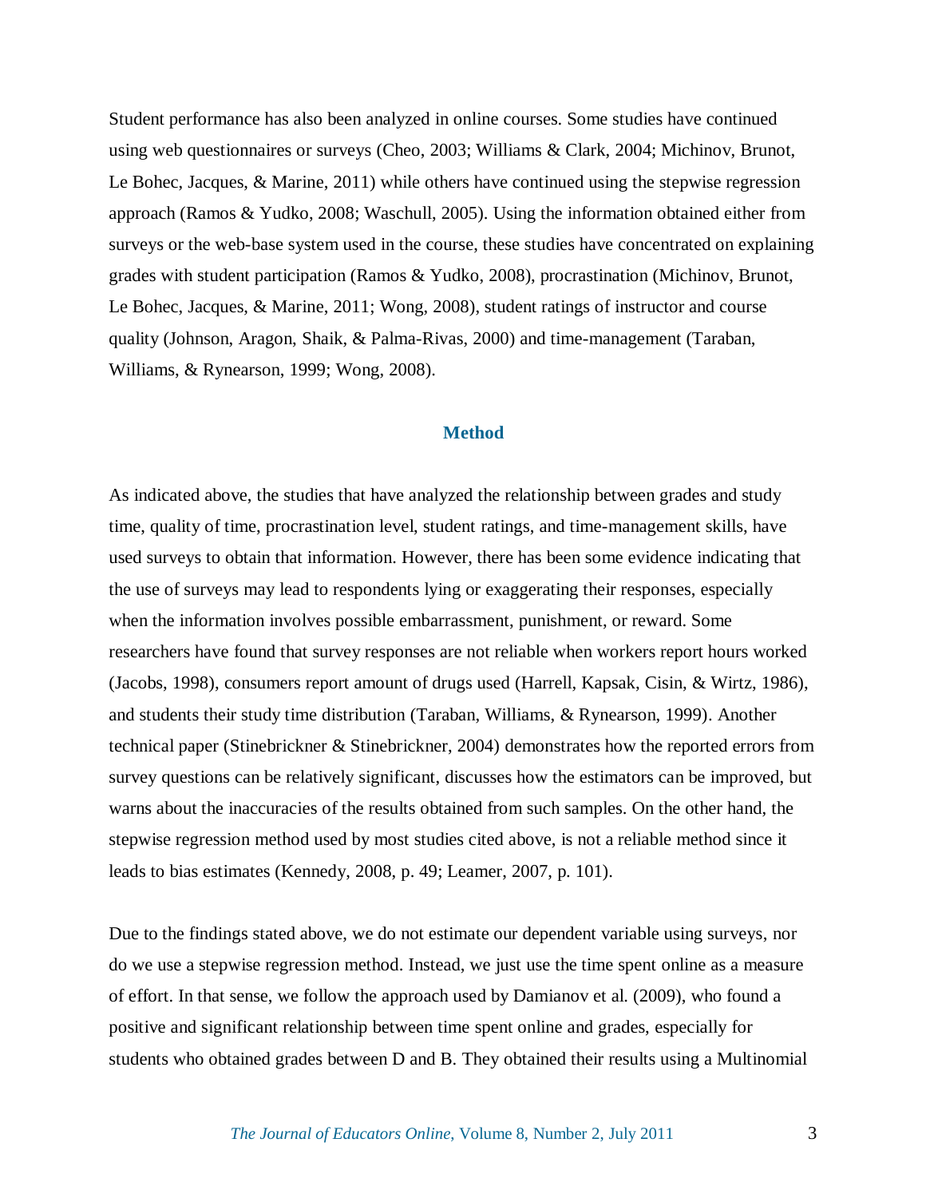Student performance has also been analyzed in online courses. Some studies have continued using web questionnaires or surveys (Cheo, 2003; Williams & Clark, 2004; Michinov, Brunot, Le Bohec, Jacques, & Marine, 2011) while others have continued using the stepwise regression approach (Ramos & Yudko, 2008; Waschull, 2005). Using the information obtained either from surveys or the web-base system used in the course, these studies have concentrated on explaining grades with student participation (Ramos & Yudko, 2008), procrastination (Michinov, Brunot, Le Bohec, Jacques, & Marine, 2011; Wong, 2008), student ratings of instructor and course quality (Johnson, Aragon, Shaik, & Palma-Rivas, 2000) and time-management (Taraban, Williams, & Rynearson, 1999; Wong, 2008).

## Method

As indicated above, the studies that have analyzed the relationship between grades and study time, quality of time, procrastination level, student ratings, and time-management skills, have used surveys to obtain that information. However, there has been some evidence indicating that the use of surveys may lead to respondents lying or exaggerating their responses, especially when the information involves possible embarrassment, punishment, or reward. Some researchers have found that survey responses are not reliable when workers report hours worked (Jacobs, 1998), consumers report amount of drugs used (Harrell, Kapsak, Cisin, & Wirtz, 1986), and students their study time distribution (Taraban, Williams, & Rynearson, 1999). Another technical paper (Stinebrickner & Stinebrickner, 2004) demonstrates how the reported errors from survey questions can be relatively significant, discusses how the estimators can be improved, but warns about the inaccuracies of the results obtained from such samples. On the other hand, the stepwise regression method used by most studies cited above, is not a reliable method since it leads to bias estimates (Kennedy, 2008, p. 49; Leamer, 2007, p. 101).

Due to the findings stated above, we do not estimate our dependent variable using surveys, nor do we use a stepwise regression method. Instead, we just use the time spent online as a measure of effort. In that sense, we follow the approach used by Damianov et al. (2009), who found a positive and significant relationship between time spent online and grades, especially for students who obtained grades between D and B. They obtained their results using a Multinomial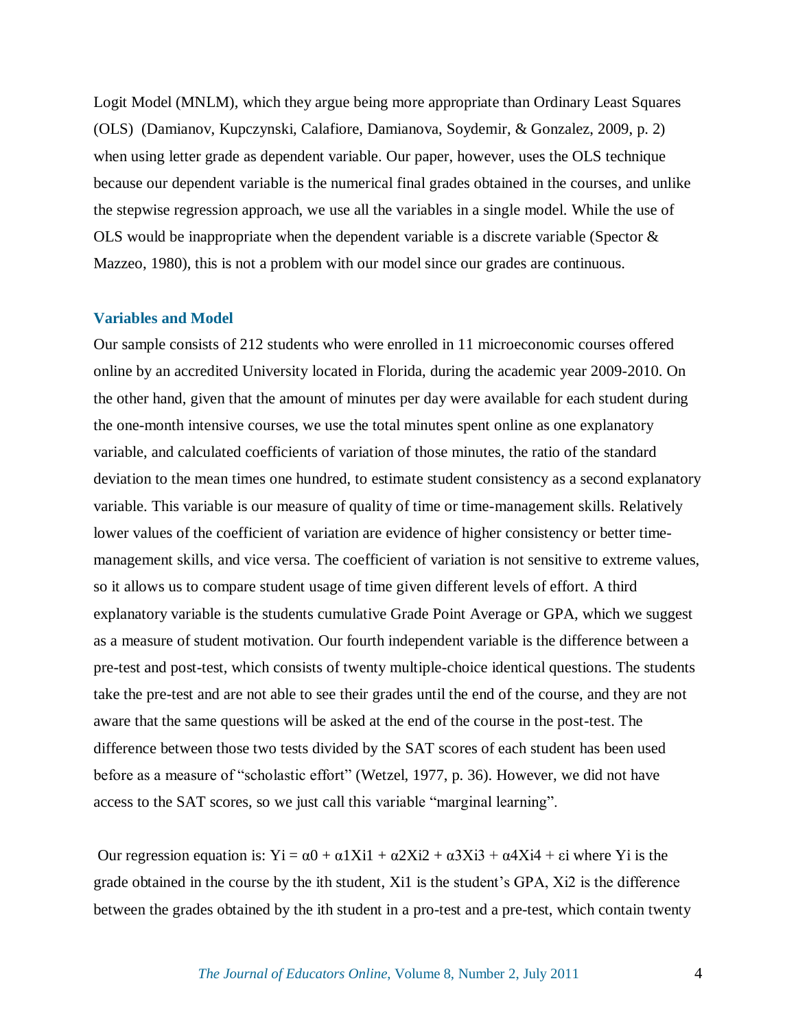Logit Model (MNLM), which they argue being more appropriate than Ordinary Least Squares (OLS) (Damianov, Kupczynski, Calafiore, Damianova, Soydemir, & Gonzalez, 2009, p. 2) when using letter grade as dependent variable. Our paper, however, uses the OLS technique because our dependent variable is the numerical final grades obtained in the courses, and unlike the stepwise regression approach, we use all the variables in a single model. While the use of OLS would be inappropriate when the dependent variable is a discrete variable (Spector & Mazzeo, 1980), this is not a problem with our model since our grades are continuous.

## Variables and Model

Our sample consists of 212 students who were enrolled in 11 microeconomic courses offered online by an accredited University located in Florida, during the academic year 2009-2010. On the other hand, given that the amount of minutes per day were available for each student during the one-month intensive courses, we use the total minutes spent online as one explanatory variable, and calculated coefficients of variation of those minutes, the ratio of the standard deviation to the mean times one hundred, to estimate student consistency as a second explanatory variable. This variable is our measure of quality of time or time-management skills. Relatively lower values of the coefficient of variation are evidence of higher consistency or better time-management skills, and vice versa. The coefficient of variation is not sensitive to extreme values, so it allows us to compare student usage of time given different levels of effort. A third explanatory variable is the students cumulative Grade Point Average or GPA, which we suggest as a measure of student motivation. Our fourth independent variable is the difference between a pre-test and post-test, which consists of twenty multiple-choice identical questions. The students take the pre-test and are not able to see their grades until the end of the course, and they are not aware that the same questions will be asked at the end of the course in the post-test. The difference between those two tests divided by the SAT scores of each student has been used before as a measure of "scholastic effort" (Wetzel, 1977, p. 36). However, we did not have access to the SAT scores, so we just call this variable "marginal learning".

Our regression equation is: $Y_i = \alpha_0 + \alpha_1 X_{i1} + \alpha_2 X_{i2} + \alpha_3 X_{i3} + \alpha_4 X_{i4} + \varepsilon_i$ where $Y_i$ is the grade obtained in the course by the ith student, $X_{i1}$ is the student's GPA, $X_{i2}$ is the difference between the grades obtained by the ith student in a pro-test and a pre-test, which contain twenty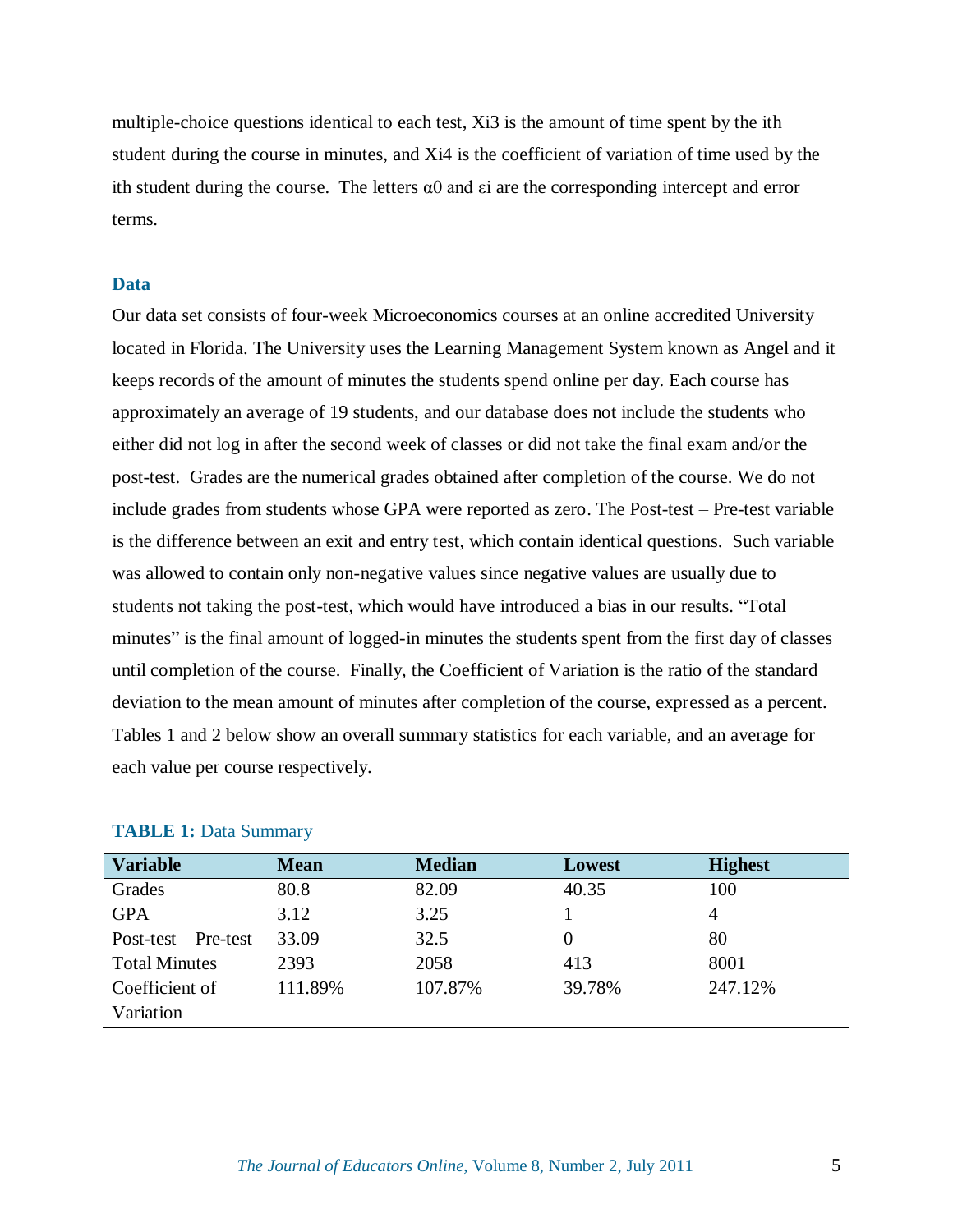multiple-choice questions identical to each test, $X_{i3}$ is the amount of time spent by the ith student during the course in minutes, and $X_{i4}$ is the coefficient of variation of time used by the ith student during the course. The letters $\alpha_0$ and $\varepsilon_i$ are the corresponding intercept and error terms.

## Data

Our data set consists of four-week Microeconomics courses at an online accredited University located in Florida. The University uses the Learning Management System known as Angel and it keeps records of the amount of minutes the students spend online per day. Each course has approximately an average of 19 students, and our database does not include the students who either did not log in after the second week of classes or did not take the final exam and/or the post-test. Grades are the numerical grades obtained after completion of the course. We do not include grades from students whose GPA were reported as zero. The Post-test – Pre-test variable is the difference between an exit and entry test, which contain identical questions. Such variable was allowed to contain only non-negative values since negative values are usually due to students not taking the post-test, which would have introduced a bias in our results. "Total minutes" is the final amount of logged-in minutes the students spent from the first day of classes until completion of the course. Finally, the Coefficient of Variation is the ratio of the standard deviation to the mean amount of minutes after completion of the course, expressed as a percent. Tables 1 and 2 below show an overall summary statistics for each variable, and an average for each value per course respectively.

**TABLE 1:** Data Summary

| Variable | Mean | Median | Lowest | Highest |
| --- | --- | --- | --- | --- |
| Grades | 80.8 | 82.09 | 40.35 | 100 |
| GPA | 3.12 | 3.25 | 1 | 4 |
| Post-test – Pre-test | 33.09 | 32.5 | 0 | 80 |
| Total Minutes | 2393 | 2058 | 413 | 8001 |
| Coefficient of Variation | 111.89% | 107.87% | 39.78% | 247.12% |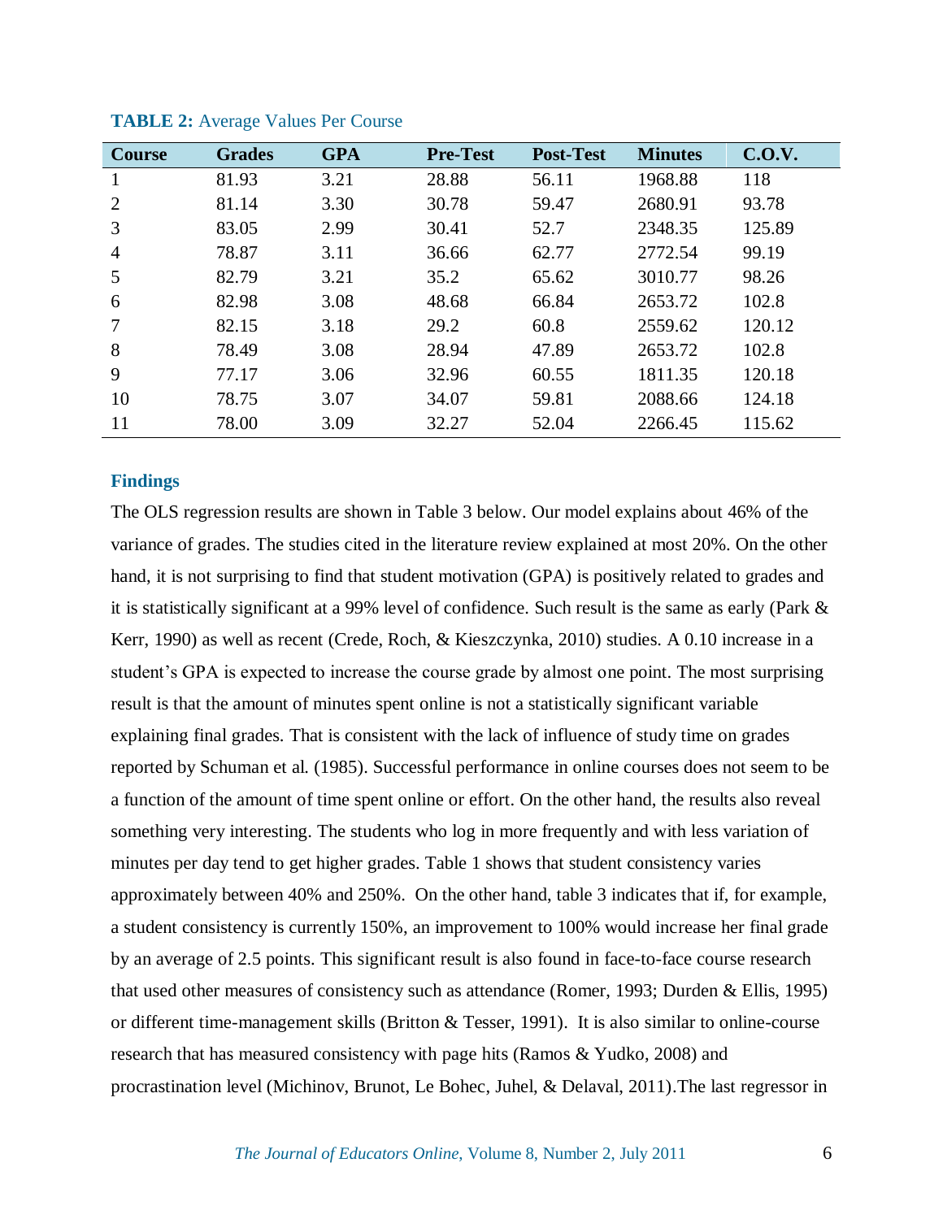**TABLE 2:** Average Values Per Course

| Course | Grades | GPA | Pre-Test | Post-Test | Minutes | C.O.V. |
|---|---|---|---|---|---|---|
| 1 | 81.93 | 3.21 | 28.88 | 56.11 | 1968.88 | 118 |
| 2 | 81.14 | 3.30 | 30.78 | 59.47 | 2680.91 | 93.78 |
| 3 | 83.05 | 2.99 | 30.41 | 52.7 | 2348.35 | 125.89 |
| 4 | 78.87 | 3.11 | 36.66 | 62.77 | 2772.54 | 99.19 |
| 5 | 82.79 | 3.21 | 35.2 | 65.62 | 3010.77 | 98.26 |
| 6 | 82.98 | 3.08 | 48.68 | 66.84 | 2653.72 | 102.8 |
| 7 | 82.15 | 3.18 | 29.2 | 60.8 | 2559.62 | 120.12 |
| 8 | 78.49 | 3.08 | 28.94 | 47.89 | 2653.72 | 102.8 |
| 9 | 77.17 | 3.06 | 32.96 | 60.55 | 1811.35 | 120.18 |
| 10 | 78.75 | 3.07 | 34.07 | 59.81 | 2088.66 | 124.18 |
| 11 | 78.00 | 3.09 | 32.27 | 52.04 | 2266.45 | 115.62 |

## Findings

The OLS regression results are shown in Table 3 below. Our model explains about 46% of the variance of grades. The studies cited in the literature review explained at most 20%. On the other hand, it is not surprising to find that student motivation (GPA) is positively related to grades and it is statistically significant at a 99% level of confidence. Such result is the same as early (Park & Kerr, 1990) as well as recent (Crede, Roch, & Kieszczynka, 2010) studies. A 0.10 increase in a student's GPA is expected to increase the course grade by almost one point. The most surprising result is that the amount of minutes spent online is not a statistically significant variable explaining final grades. That is consistent with the lack of influence of study time on grades reported by Schuman et al. (1985). Successful performance in online courses does not seem to be a function of the amount of time spent online or effort. On the other hand, the results also reveal something very interesting. The students who log in more frequently and with less variation of minutes per day tend to get higher grades. Table 1 shows that student consistency varies approximately between 40% and 250%. On the other hand, table 3 indicates that if, for example, a student consistency is currently 150%, an improvement to 100% would increase her final grade by an average of 2.5 points. This significant result is also found in face-to-face course research that used other measures of consistency such as attendance (Romer, 1993; Durden & Ellis, 1995) or different time-management skills (Britton & Tesser, 1991). It is also similar to online-course research that has measured consistency with page hits (Ramos & Yudko, 2008) and procrastination level (Michinov, Brunot, Le Bohec, Juhel, & Delaval, 2011).The last regressor in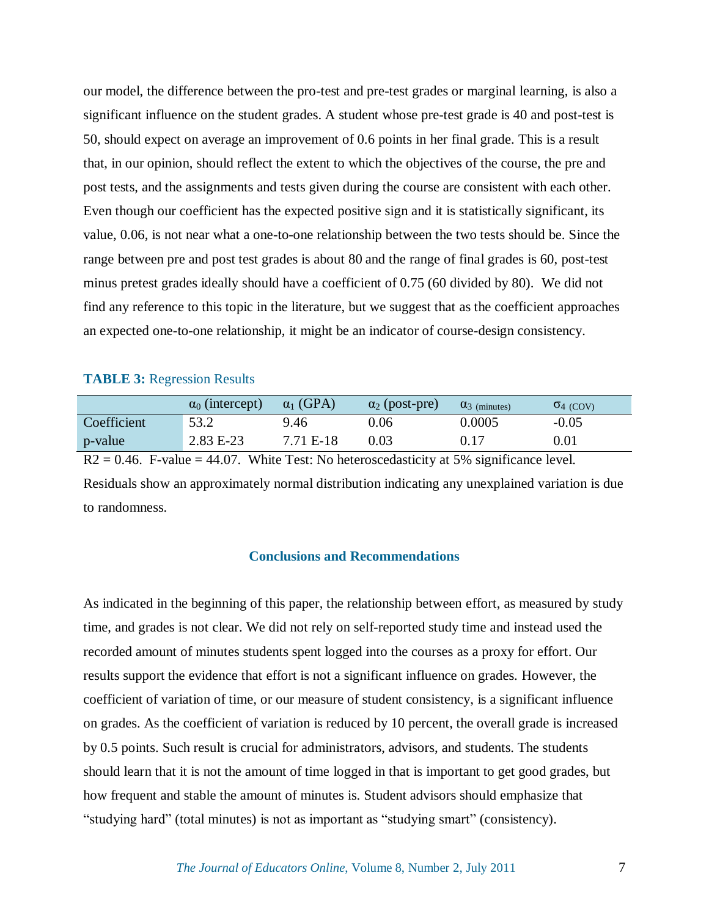our model, the difference between the pro-test and pre-test grades or marginal learning, is also a significant influence on the student grades. A student whose pre-test grade is 40 and post-test is 50, should expect on average an improvement of 0.6 points in her final grade. This is a result that, in our opinion, should reflect the extent to which the objectives of the course, the pre and post tests, and the assignments and tests given during the course are consistent with each other. Even though our coefficient has the expected positive sign and it is statistically significant, its value, 0.06, is not near what a one-to-one relationship between the two tests should be. Since the range between pre and post test grades is about 80 and the range of final grades is 60, post-test minus pretest grades ideally should have a coefficient of 0.75 (60 divided by 80). We did not find any reference to this topic in the literature, but we suggest that as the coefficient approaches an expected one-to-one relationship, it might be an indicator of course-design consistency.

**TABLE 3:** Regression Results

| | $\alpha_0$ (intercept) | $\alpha_1$ (GPA) | $\alpha_2$ (post-pre) | $\alpha_3$ (minutes) | $\sigma_4$ (COV) |
|---|---|---|---|---|---|
| Coefficient | 53.2 | 9.46 | 0.06 | 0.0005 | -0.05 |
| p-value | 2.83 E-23 | 7.71 E-18 | 0.03 | 0.17 | 0.01 |

R2 = 0.46. F-value = 44.07. White Test: No heteroscedasticity at 5% significance level. Residuals show an approximately normal distribution indicating any unexplained variation is due to randomness.

## Conclusions and Recommendations

As indicated in the beginning of this paper, the relationship between effort, as measured by study time, and grades is not clear. We did not rely on self-reported study time and instead used the recorded amount of minutes students spent logged into the courses as a proxy for effort. Our results support the evidence that effort is not a significant influence on grades. However, the coefficient of variation of time, or our measure of student consistency, is a significant influence on grades. As the coefficient of variation is reduced by 10 percent, the overall grade is increased by 0.5 points. Such result is crucial for administrators, advisors, and students. The students should learn that it is not the amount of time logged in that is important to get good grades, but how frequent and stable the amount of minutes is. Student advisors should emphasize that "studying hard" (total minutes) is not as important as "studying smart" (consistency).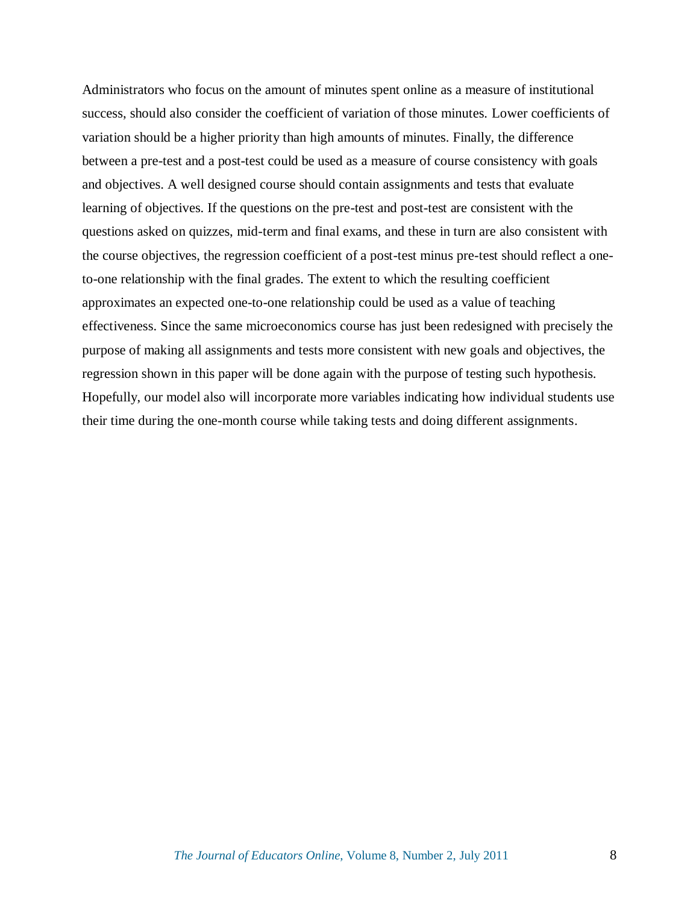Administrators who focus on the amount of minutes spent online as a measure of institutional success, should also consider the coefficient of variation of those minutes. Lower coefficients of variation should be a higher priority than high amounts of minutes. Finally, the difference between a pre-test and a post-test could be used as a measure of course consistency with goals and objectives. A well designed course should contain assignments and tests that evaluate learning of objectives. If the questions on the pre-test and post-test are consistent with the questions asked on quizzes, mid-term and final exams, and these in turn are also consistent with the course objectives, the regression coefficient of a post-test minus pre-test should reflect a one-to-one relationship with the final grades. The extent to which the resulting coefficient approximates an expected one-to-one relationship could be used as a value of teaching effectiveness. Since the same microeconomics course has just been redesigned with precisely the purpose of making all assignments and tests more consistent with new goals and objectives, the regression shown in this paper will be done again with the purpose of testing such hypothesis. Hopefully, our model also will incorporate more variables indicating how individual students use their time during the one-month course while taking tests and doing different assignments.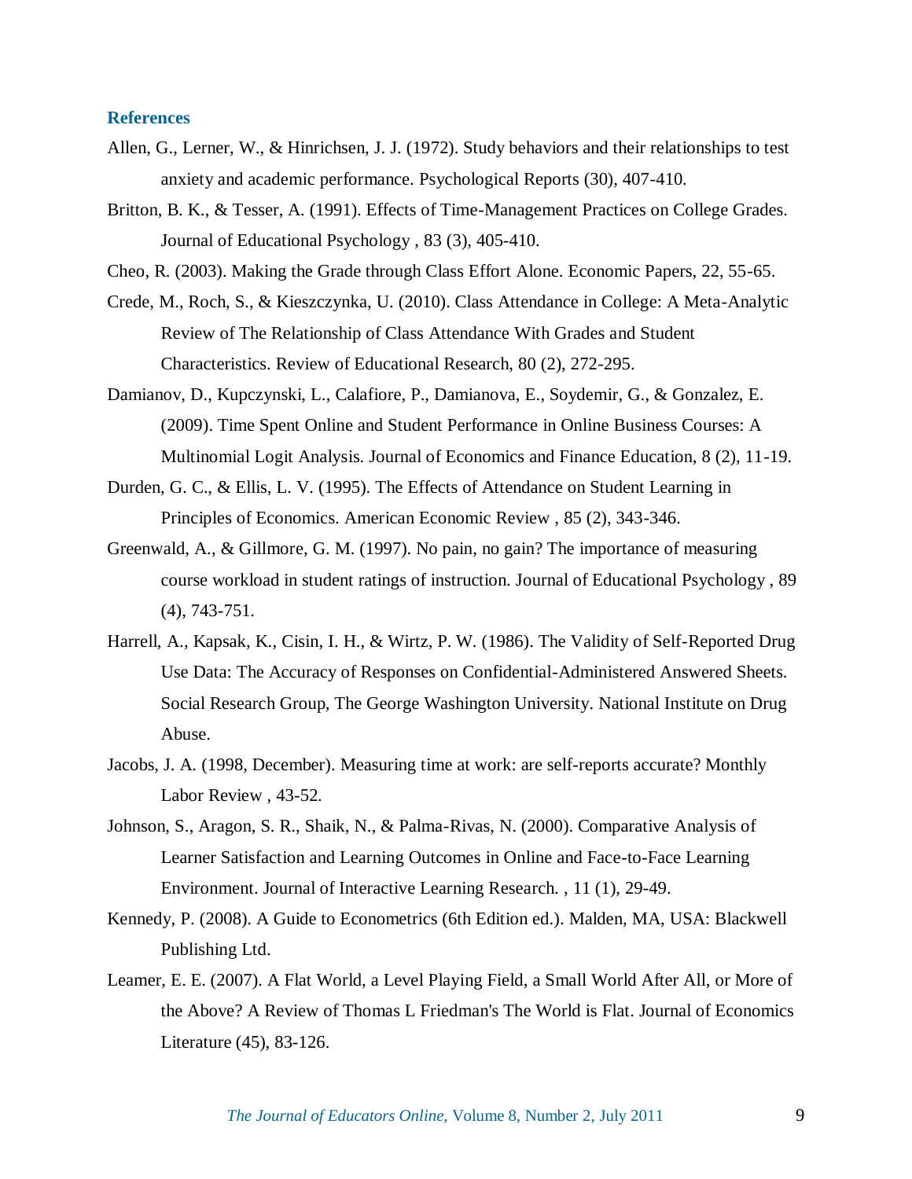## References

Allen, G., Lerner, W., & Hinrichsen, J. J. (1972). Study behaviors and their relationships to test anxiety and academic performance. Psychological Reports (30), 407-410.

Britton, B. K., & Tesser, A. (1991). Effects of Time-Management Practices on College Grades. Journal of Educational Psychology , 83 (3), 405-410.

Cheo, R. (2003). Making the Grade through Class Effort Alone. Economic Papers, 22, 55-65.

Crede, M., Roch, S., & Kieszczynka, U. (2010). Class Attendance in College: A Meta-Analytic Review of The Relationship of Class Attendance With Grades and Student Characteristics. Review of Educational Research, 80 (2), 272-295.

Damianov, D., Kupczynski, L., Calafiore, P., Damianova, E., Soydemir, G., & Gonzalez, E. (2009). Time Spent Online and Student Performance in Online Business Courses: A Multinomial Logit Analysis. Journal of Economics and Finance Education, 8 (2), 11-19.

Durden, G. C., & Ellis, L. V. (1995). The Effects of Attendance on Student Learning in Principles of Economics. American Economic Review , 85 (2), 343-346.

Greenwald, A., & Gillmore, G. M. (1997). No pain, no gain? The importance of measuring course workload in student ratings of instruction. Journal of Educational Psychology , 89 (4), 743-751.

Harrell, A., Kapsak, K., Cisin, I. H., & Wirtz, P. W. (1986). The Validity of Self-Reported Drug Use Data: The Accuracy of Responses on Confidential-Administered Answered Sheets. Social Research Group, The George Washington University. National Institute on Drug Abuse.

Jacobs, J. A. (1998, December). Measuring time at work: are self-reports accurate? Monthly Labor Review , 43-52.

Johnson, S., Aragon, S. R., Shaik, N., & Palma-Rivas, N. (2000). Comparative Analysis of Learner Satisfaction and Learning Outcomes in Online and Face-to-Face Learning Environment. Journal of Interactive Learning Research. , 11 (1), 29-49.

Kennedy, P. (2008). A Guide to Econometrics (6th Edition ed.). Malden, MA, USA: Blackwell Publishing Ltd.

Leamer, E. E. (2007). A Flat World, a Level Playing Field, a Small World After All, or More of the Above? A Review of Thomas L Friedman's The World is Flat. Journal of Economics Literature (45), 83-126.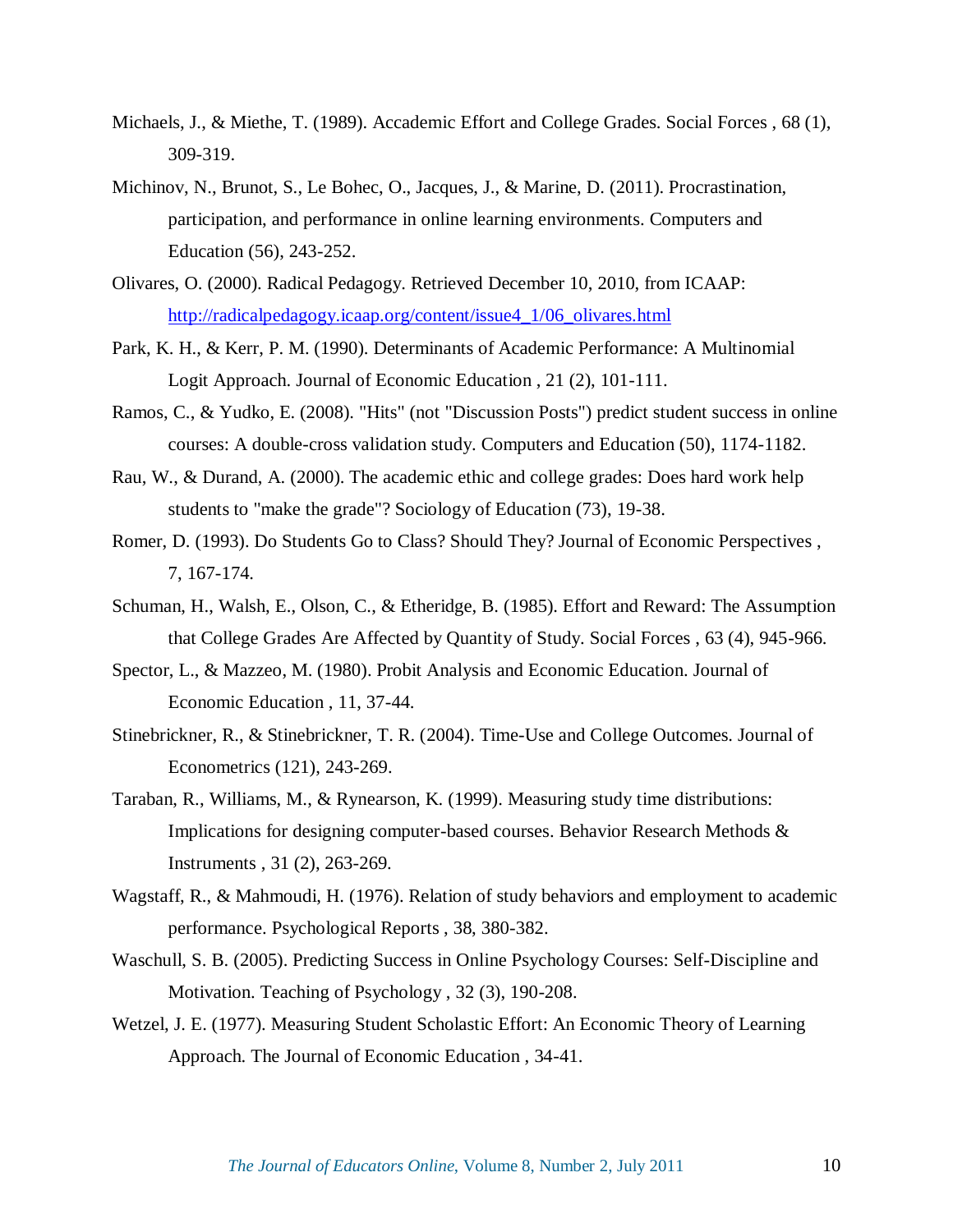Michaels, J., & Miethe, T. (1989). Accademic Effort and College Grades. Social Forces , 68 (1), 309-319.

Michinov, N., Brunot, S., Le Bohec, O., Jacques, J., & Marine, D. (2011). Procrastination, participation, and performance in online learning environments. Computers and Education (56), 243-252.

Olivares, O. (2000). Radical Pedagogy. Retrieved December 10, 2010, from ICAAP: [http://radicalpedagogy.icaap.org/content/issue4_1/06_olivares.html](http://radicalpedagogy.icaap.org/content/issue4_1/06_olivares.html)

Park, K. H., & Kerr, P. M. (1990). Determinants of Academic Performance: A Multinomial Logit Approach. Journal of Economic Education , 21 (2), 101-111.

Ramos, C., & Yudko, E. (2008). "Hits" (not "Discussion Posts") predict student success in online courses: A double-cross validation study. Computers and Education (50), 1174-1182.

Rau, W., & Durand, A. (2000). The academic ethic and college grades: Does hard work help students to "make the grade"? Sociology of Education (73), 19-38.

Romer, D. (1993). Do Students Go to Class? Should They? Journal of Economic Perspectives , 7, 167-174.

Schuman, H., Walsh, E., Olson, C., & Etheridge, B. (1985). Effort and Reward: The Assumption that College Grades Are Affected by Quantity of Study. Social Forces , 63 (4), 945-966.

Spector, L., & Mazzeo, M. (1980). Probit Analysis and Economic Education. Journal of Economic Education , 11, 37-44.

Stinebrickner, R., & Stinebrickner, T. R. (2004). Time-Use and College Outcomes. Journal of Econometrics (121), 243-269.

Taraban, R., Williams, M., & Rynearson, K. (1999). Measuring study time distributions: Implications for designing computer-based courses. Behavior Research Methods & Instruments , 31 (2), 263-269.

Wagstaff, R., & Mahmoudi, H. (1976). Relation of study behaviors and employment to academic performance. Psychological Reports , 38, 380-382.

Waschull, S. B. (2005). Predicting Success in Online Psychology Courses: Self-Discipline and Motivation. Teaching of Psychology , 32 (3), 190-208.

Wetzel, J. E. (1977). Measuring Student Scholastic Effort: An Economic Theory of Learning Approach. The Journal of Economic Education , 34-41.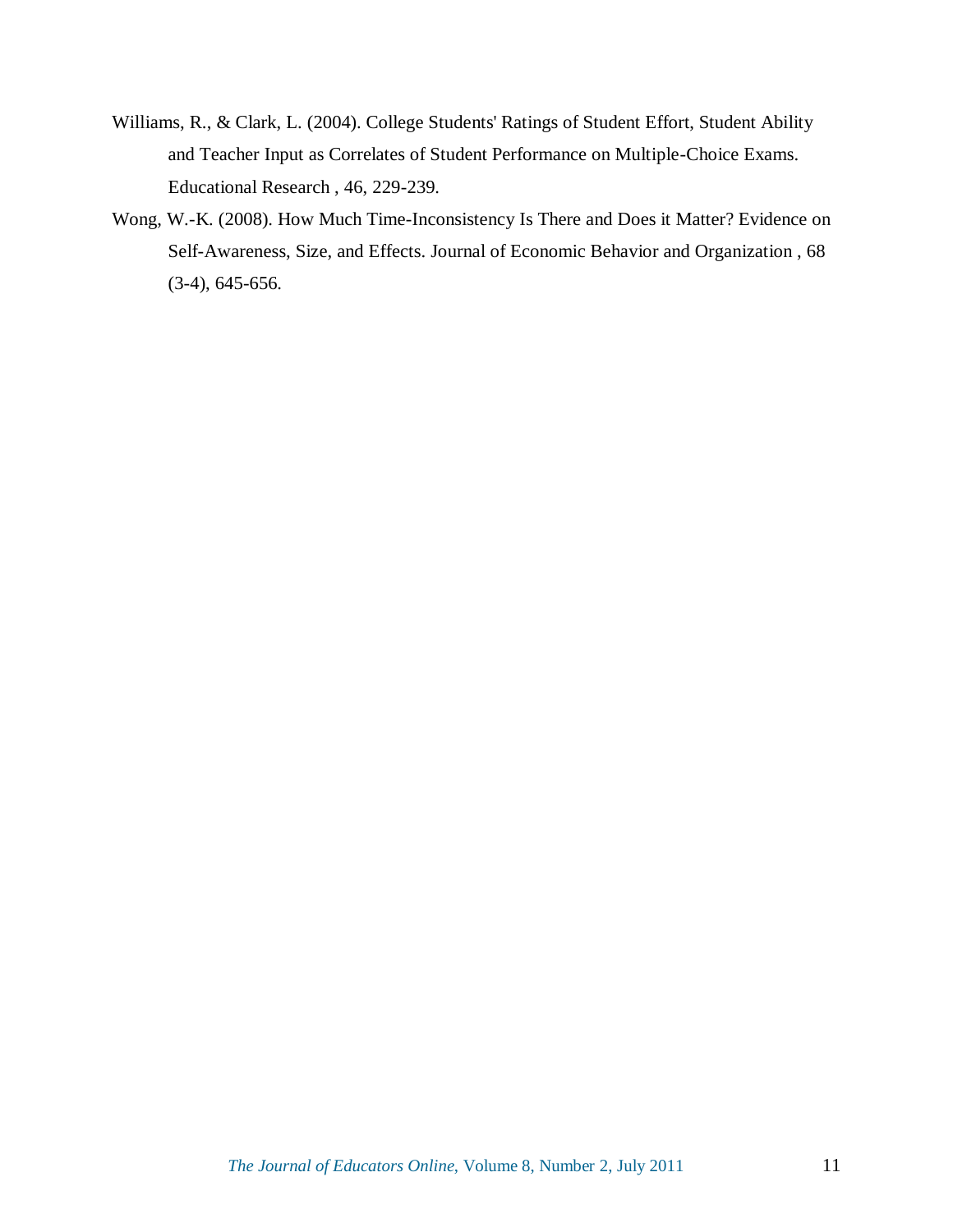Williams, R., & Clark, L. (2004). College Students' Ratings of Student Effort, Student Ability and Teacher Input as Correlates of Student Performance on Multiple-Choice Exams. Educational Research , 46, 229-239.

Wong, W.-K. (2008). How Much Time-Inconsistency Is There and Does it Matter? Evidence on Self-Awareness, Size, and Effects. Journal of Economic Behavior and Organization , 68 (3-4), 645-656.